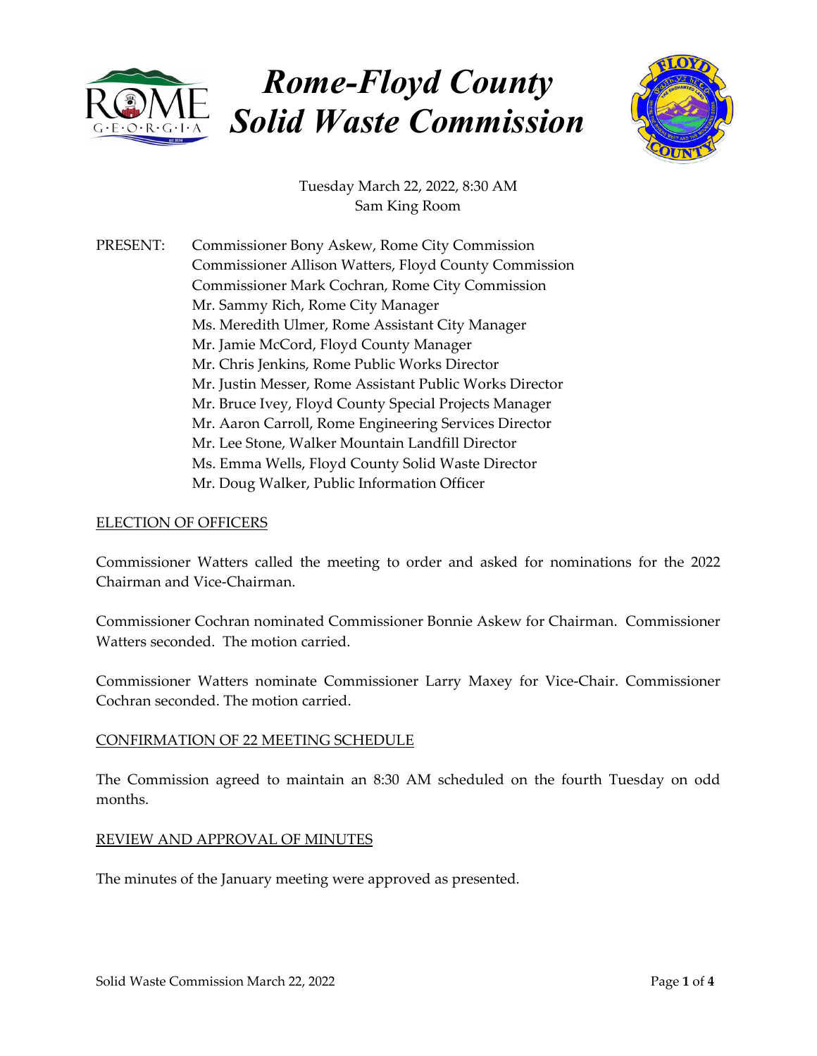# Rome-Floyd County Solid Waste Commission

Tuesday March 22, 2022, 8:30 AM
Sam King Room

PRESENT: Commissioner Bony Askew, Rome City Commission
Commissioner Allison Watters, Floyd County Commission
Commissioner Mark Cochran, Rome City Commission
Mr. Sammy Rich, Rome City Manager
Ms. Meredith Ulmer, Rome Assistant City Manager
Mr. Jamie McCord, Floyd County Manager
Mr. Chris Jenkins, Rome Public Works Director
Mr. Justin Messer, Rome Assistant Public Works Director
Mr. Bruce Ivey, Floyd County Special Projects Manager
Mr. Aaron Carroll, Rome Engineering Services Director
Mr. Lee Stone, Walker Mountain Landfill Director
Ms. Emma Wells, Floyd County Solid Waste Director
Mr. Doug Walker, Public Information Officer

## ELECTION OF OFFICERS

Commissioner Watters called the meeting to order and asked for nominations for the 2022 Chairman and Vice-Chairman.

Commissioner Cochran nominated Commissioner Bonnie Askew for Chairman. Commissioner Watters seconded. The motion carried.

Commissioner Watters nominate Commissioner Larry Maxey for Vice-Chair. Commissioner Cochran seconded. The motion carried.

## CONFIRMATION OF 22 MEETING SCHEDULE

The Commission agreed to maintain an 8:30 AM scheduled on the fourth Tuesday on odd months.

## REVIEW AND APPROVAL OF MINUTES

The minutes of the January meeting were approved as presented.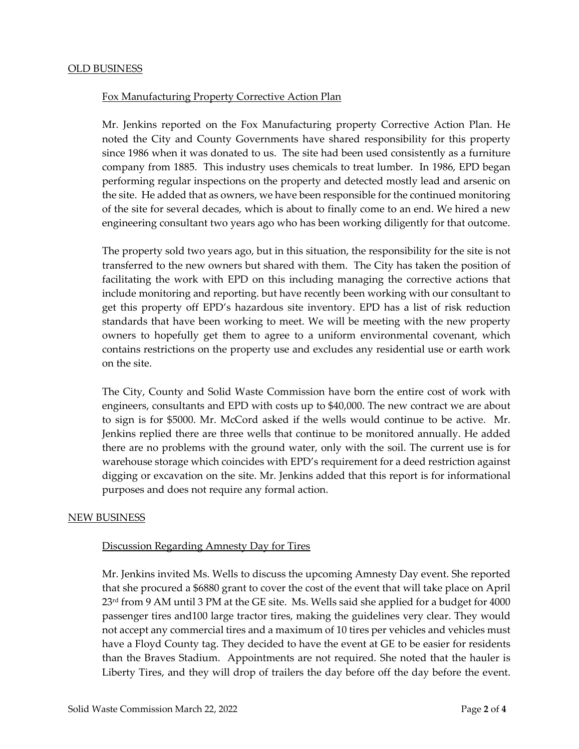## OLD BUSINESS

### Fox Manufacturing Property Corrective Action Plan

Mr. Jenkins reported on the Fox Manufacturing property Corrective Action Plan. He noted the City and County Governments have shared responsibility for this property since 1986 when it was donated to us. The site had been used consistently as a furniture company from 1885. This industry uses chemicals to treat lumber. In 1986, EPD began performing regular inspections on the property and detected mostly lead and arsenic on the site. He added that as owners, we have been responsible for the continued monitoring of the site for several decades, which is about to finally come to an end. We hired a new engineering consultant two years ago who has been working diligently for that outcome.

The property sold two years ago, but in this situation, the responsibility for the site is not transferred to the new owners but shared with them. The City has taken the position of facilitating the work with EPD on this including managing the corrective actions that include monitoring and reporting. but have recently been working with our consultant to get this property off EPD's hazardous site inventory. EPD has a list of risk reduction standards that have been working to meet. We will be meeting with the new property owners to hopefully get them to agree to a uniform environmental covenant, which contains restrictions on the property use and excludes any residential use or earth work on the site.

The City, County and Solid Waste Commission have born the entire cost of work with engineers, consultants and EPD with costs up to $40,000. The new contract we are about to sign is for $5000. Mr. McCord asked if the wells would continue to be active. Mr. Jenkins replied there are three wells that continue to be monitored annually. He added there are no problems with the ground water, only with the soil. The current use is for warehouse storage which coincides with EPD's requirement for a deed restriction against digging or excavation on the site. Mr. Jenkins added that this report is for informational purposes and does not require any formal action.

## NEW BUSINESS

### Discussion Regarding Amnesty Day for Tires

Mr. Jenkins invited Ms. Wells to discuss the upcoming Amnesty Day event. She reported that she procured a $6880 grant to cover the cost of the event that will take place on April 23rd from 9 AM until 3 PM at the GE site. Ms. Wells said she applied for a budget for 4000 passenger tires and100 large tractor tires, making the guidelines very clear. They would not accept any commercial tires and a maximum of 10 tires per vehicles and vehicles must have a Floyd County tag. They decided to have the event at GE to be easier for residents than the Braves Stadium. Appointments are not required. She noted that the hauler is Liberty Tires, and they will drop of trailers the day before off the day before the event.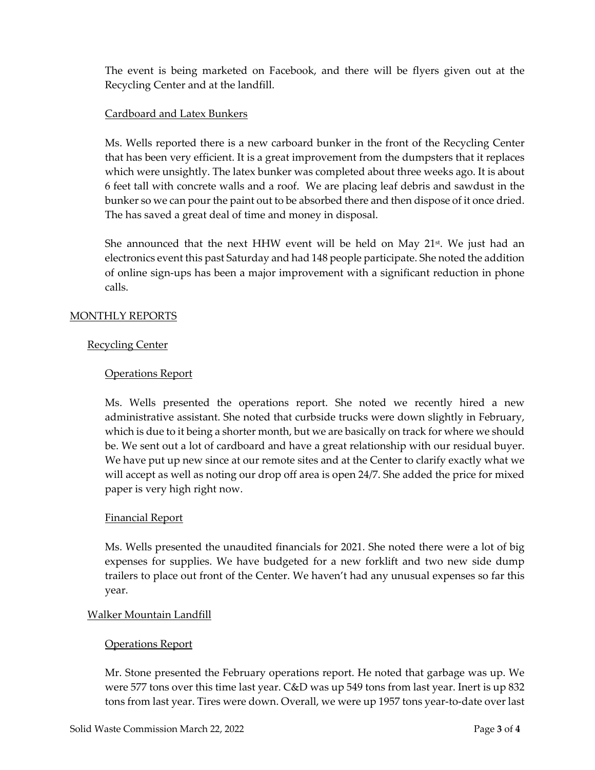The event is being marketed on Facebook, and there will be flyers given out at the Recycling Center and at the landfill.

Cardboard and Latex Bunkers

Ms. Wells reported there is a new carboard bunker in the front of the Recycling Center that has been very efficient. It is a great improvement from the dumpsters that it replaces which were unsightly. The latex bunker was completed about three weeks ago. It is about 6 feet tall with concrete walls and a roof. We are placing leaf debris and sawdust in the bunker so we can pour the paint out to be absorbed there and then dispose of it once dried. The has saved a great deal of time and money in disposal.

She announced that the next HHW event will be held on May 21st. We just had an electronics event this past Saturday and had 148 people participate. She noted the addition of online sign-ups has been a major improvement with a significant reduction in phone calls.

## MONTHLY REPORTS

### Recycling Center

#### Operations Report

Ms. Wells presented the operations report. She noted we recently hired a new administrative assistant. She noted that curbside trucks were down slightly in February, which is due to it being a shorter month, but we are basically on track for where we should be. We sent out a lot of cardboard and have a great relationship with our residual buyer. We have put up new since at our remote sites and at the Center to clarify exactly what we will accept as well as noting our drop off area is open 24/7. She added the price for mixed paper is very high right now.

#### Financial Report

Ms. Wells presented the unaudited financials for 2021. She noted there were a lot of big expenses for supplies. We have budgeted for a new forklift and two new side dump trailers to place out front of the Center. We haven't had any unusual expenses so far this year.

### Walker Mountain Landfill

#### Operations Report

Mr. Stone presented the February operations report. He noted that garbage was up. We were 577 tons over this time last year. C&D was up 549 tons from last year. Inert is up 832 tons from last year. Tires were down. Overall, we were up 1957 tons year-to-date over last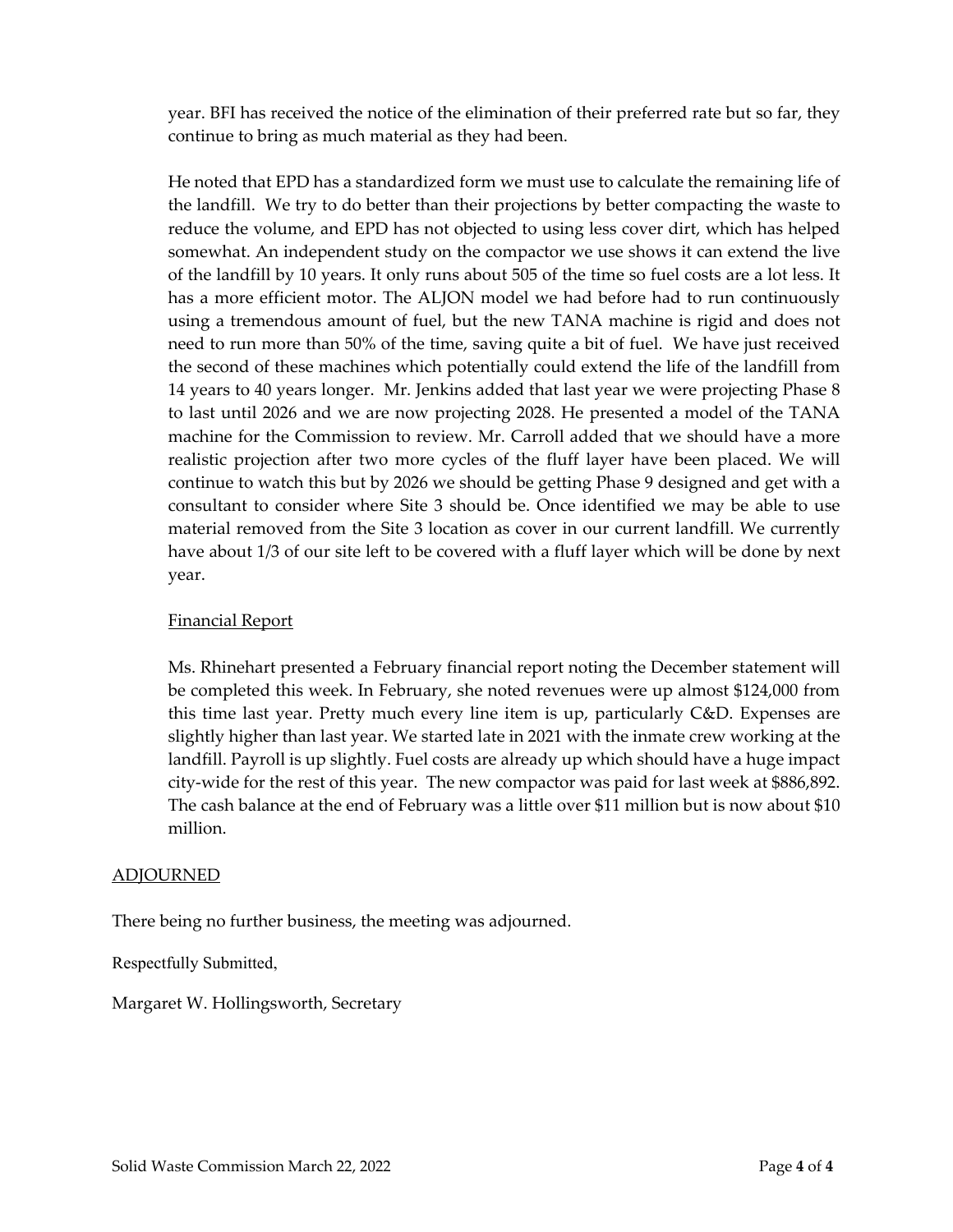year. BFI has received the notice of the elimination of their preferred rate but so far, they continue to bring as much material as they had been.

He noted that EPD has a standardized form we must use to calculate the remaining life of the landfill. We try to do better than their projections by better compacting the waste to reduce the volume, and EPD has not objected to using less cover dirt, which has helped somewhat. An independent study on the compactor we use shows it can extend the live of the landfill by 10 years. It only runs about 505 of the time so fuel costs are a lot less. It has a more efficient motor. The ALJON model we had before had to run continuously using a tremendous amount of fuel, but the new TANA machine is rigid and does not need to run more than 50% of the time, saving quite a bit of fuel. We have just received the second of these machines which potentially could extend the life of the landfill from 14 years to 40 years longer. Mr. Jenkins added that last year we were projecting Phase 8 to last until 2026 and we are now projecting 2028. He presented a model of the TANA machine for the Commission to review. Mr. Carroll added that we should have a more realistic projection after two more cycles of the fluff layer have been placed. We will continue to watch this but by 2026 we should be getting Phase 9 designed and get with a consultant to consider where Site 3 should be. Once identified we may be able to use material removed from the Site 3 location as cover in our current landfill. We currently have about 1/3 of our site left to be covered with a fluff layer which will be done by next year.

Financial Report

Ms. Rhinehart presented a February financial report noting the December statement will be completed this week. In February, she noted revenues were up almost $124,000 from this time last year. Pretty much every line item is up, particularly C&D. Expenses are slightly higher than last year. We started late in 2021 with the inmate crew working at the landfill. Payroll is up slightly. Fuel costs are already up which should have a huge impact city-wide for the rest of this year. The new compactor was paid for last week at $886,892. The cash balance at the end of February was a little over $11 million but is now about $10 million.

ADJOURNED

There being no further business, the meeting was adjourned.

Respectfully Submitted,

Margaret W. Hollingsworth, Secretary